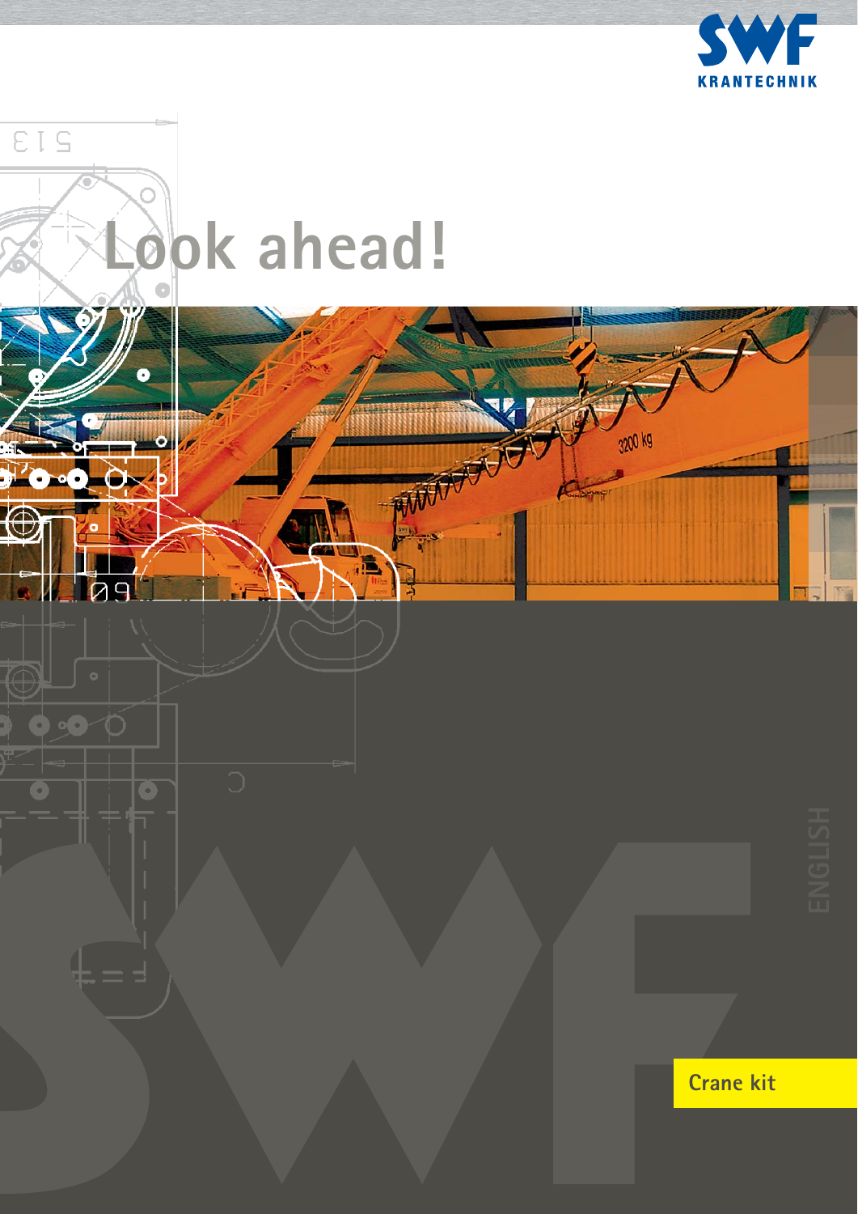SWF

KRANTECHNIK

# Look ahead!

ENGLISH

**Crane kit**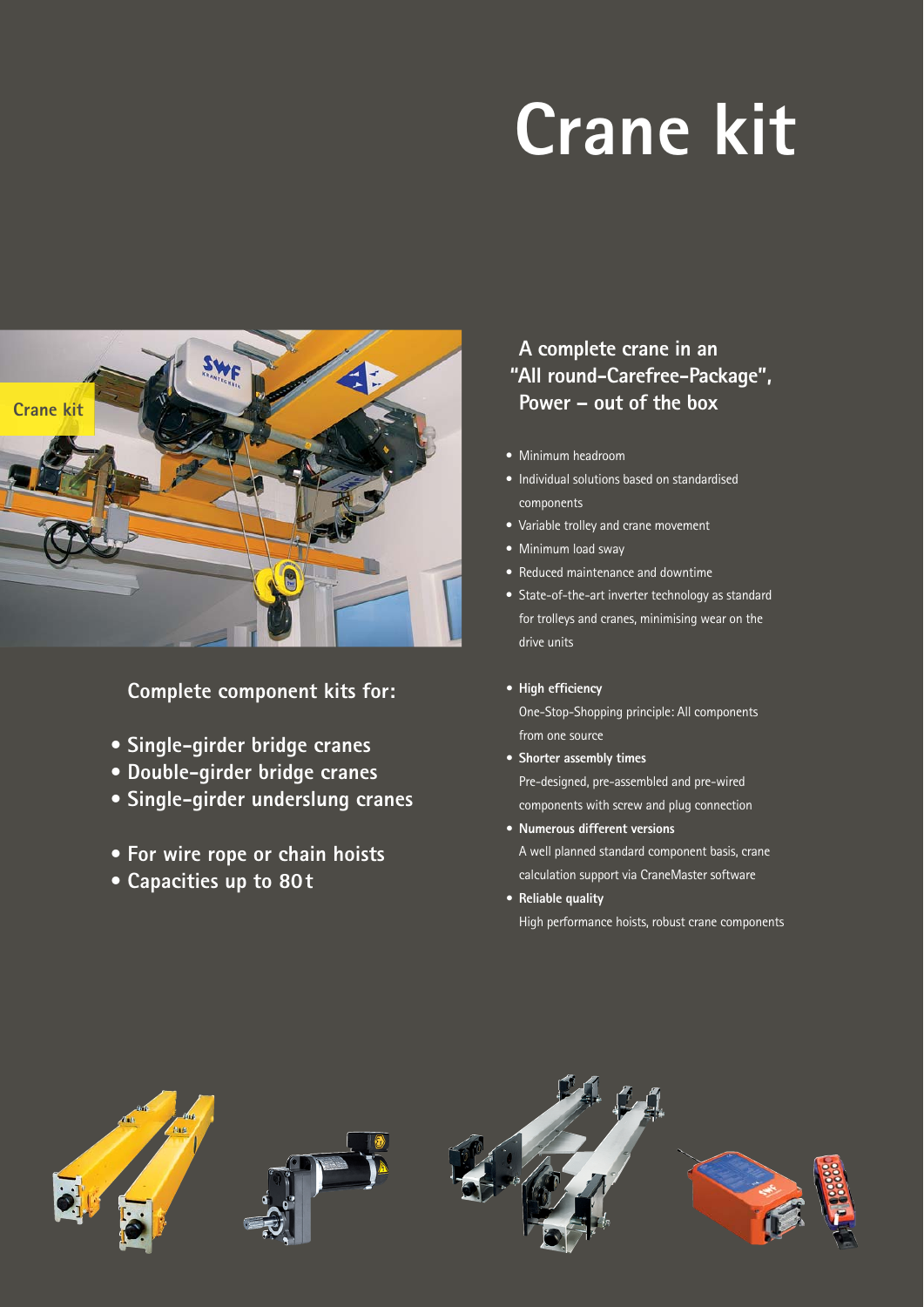# Crane kit

Crane kit

## Complete component kits for:

- Single-girder bridge cranes
- Double-girder bridge cranes
- Single-girder underslung cranes

- For wire rope or chain hoists
- Capacities up to 80 t

## A complete crane in an "All round-Carefree-Package", Power – out of the box

- Minimum headroom
- Individual solutions based on standardised components
- Variable trolley and crane movement
- Minimum load sway
- Reduced maintenance and downtime
- State-of-the-art inverter technology as standard for trolleys and cranes, minimising wear on the drive units

- **High efficiency**
  One-Stop-Shopping principle: All components from one source
- **Shorter assembly times**
  Pre-designed, pre-assembled and pre-wired components with screw and plug connection
- **Numerous different versions**
  A well planned standard component basis, crane calculation support via CraneMaster software
- **Reliable quality**
  High performance hoists, robust crane components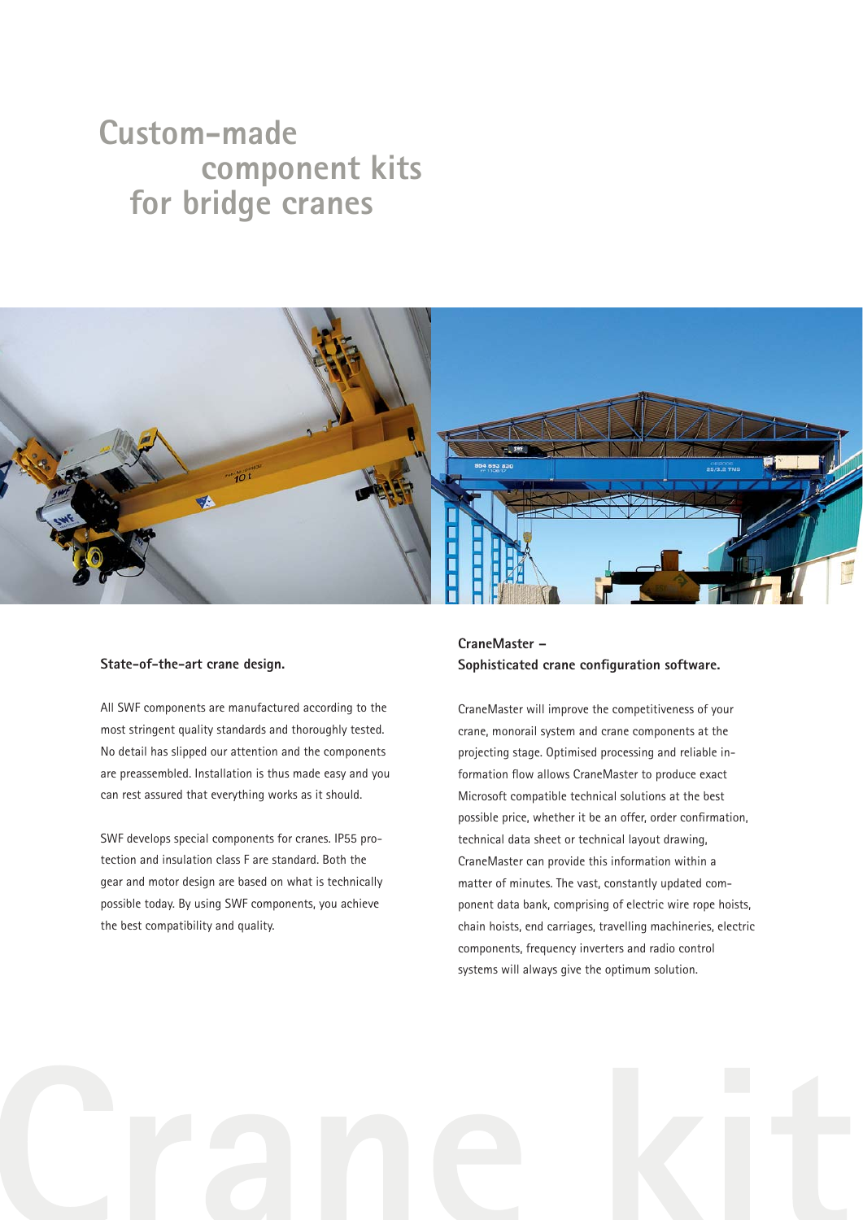# Custom-made component kits for bridge cranes

## State-of-the-art crane design.

All SWF components are manufactured according to the most stringent quality standards and thoroughly tested. No detail has slipped our attention and the components are preassembled. Installation is thus made easy and you can rest assured that everything works as it should.

SWF develops special components for cranes. IP55 protection and insulation class F are standard. Both the gear and motor design are based on what is technically possible today. By using SWF components, you achieve the best compatibility and quality.

## CraneMaster – Sophisticated crane configuration software.

CraneMaster will improve the competitiveness of your crane, monorail system and crane components at the projecting stage. Optimised processing and reliable information flow allows CraneMaster to produce exact Microsoft compatible technical solutions at the best possible price, whether it be an offer, order confirmation, technical data sheet or technical layout drawing, CraneMaster can provide this information within a matter of minutes. The vast, constantly updated component data bank, comprising of electric wire rope hoists, chain hoists, end carriages, travelling machineries, electric components, frequency inverters and radio control systems will always give the optimum solution.

Crane kit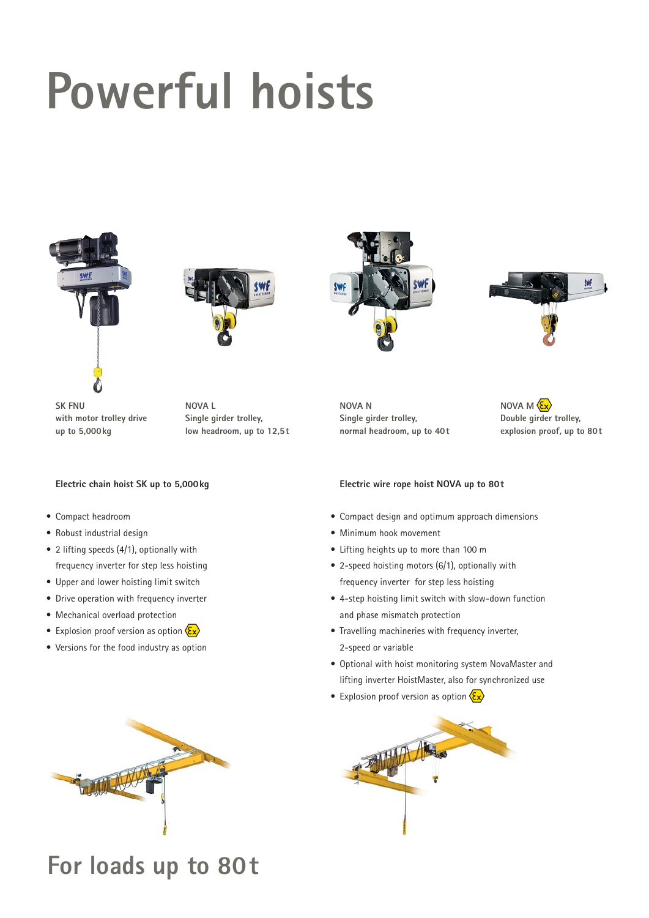# Powerful hoists

SK FNU
with motor trolley drive
up to 5,000 kg

NOVA L
Single girder trolley,
low headroom, up to 12,5 t

NOVA N
Single girder trolley,
normal headroom, up to 40 t

NOVA M (Ex)
Double girder trolley,
explosion proof, up to 80 t

**Electric chain hoist SK up to 5,000 kg**

- Compact headroom
- Robust industrial design
- 2 lifting speeds (4/1), optionally with frequency inverter for step less hoisting
- Upper and lower hoisting limit switch
- Drive operation with frequency inverter
- Mechanical overload protection
- Explosion proof version as option (Ex)
- Versions for the food industry as option

**Electric wire rope hoist NOVA up to 80 t**

- Compact design and optimum approach dimensions
- Minimum hook movement
- Lifting heights up to more than 100 m
- 2-speed hoisting motors (6/1), optionally with frequency inverter for step less hoisting
- 4-step hoisting limit switch with slow-down function and phase mismatch protection
- Travelling machineries with frequency inverter, 2-speed or variable
- Optional with hoist monitoring system NovaMaster and lifting inverter HoistMaster, also for synchronized use
- Explosion proof version as option (Ex)

## For loads up to 80 t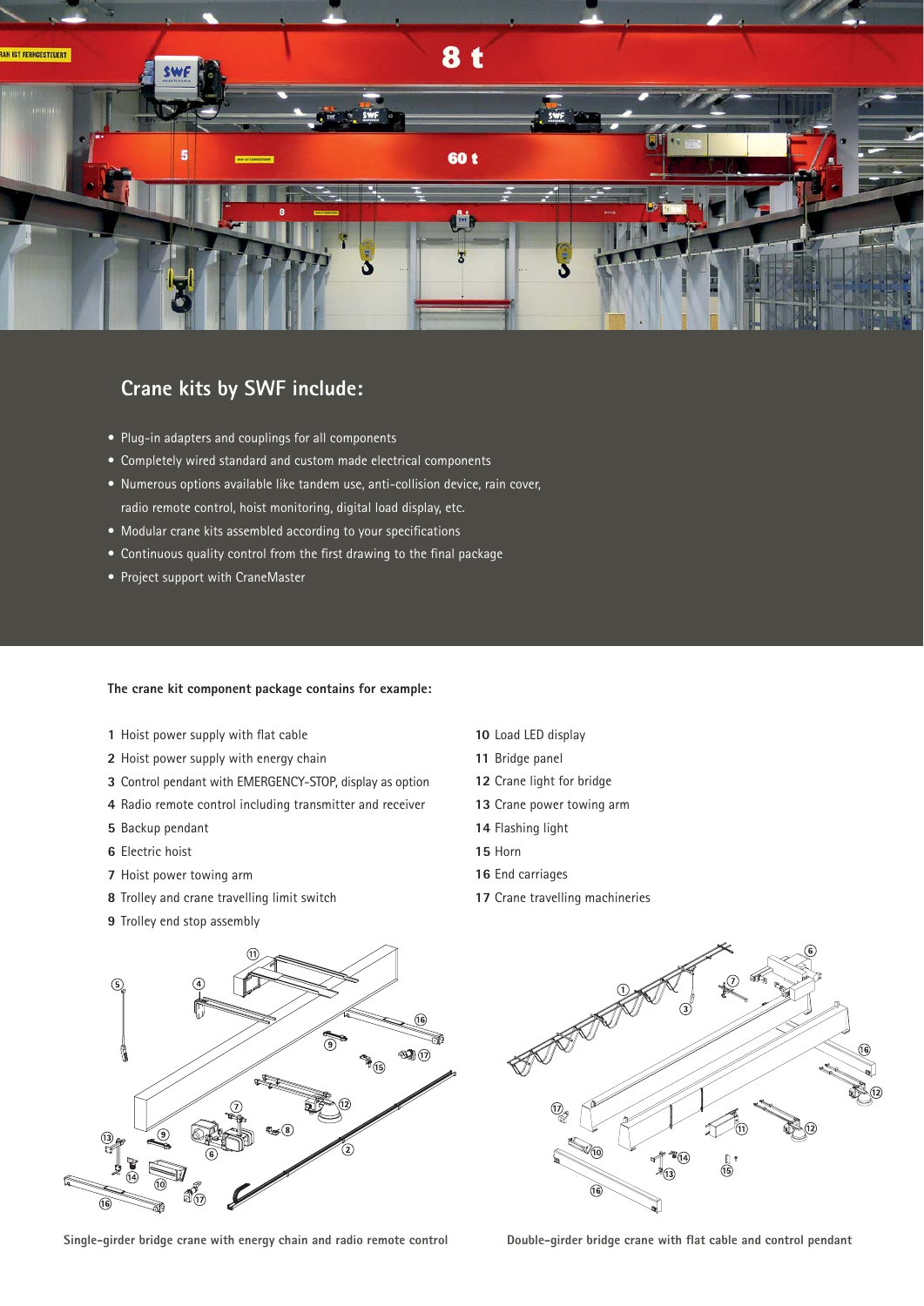## Crane kits by SWF include:

- Plug-in adapters and couplings for all components
- Completely wired standard and custom made electrical components
- Numerous options available like tandem use, anti-collision device, rain cover, radio remote control, hoist monitoring, digital load display, etc.
- Modular crane kits assembled according to your specifications
- Continuous quality control from the first drawing to the final package
- Project support with CraneMaster

**The crane kit component package contains for example:**

**1** Hoist power supply with flat cable
**2** Hoist power supply with energy chain
**3** Control pendant with EMERGENCY-STOP, display as option
**4** Radio remote control including transmitter and receiver
**5** Backup pendant
**6** Electric hoist
**7** Hoist power towing arm
**8** Trolley and crane travelling limit switch
**9** Trolley end stop assembly
**10** Load LED display
**11** Bridge panel
**12** Crane light for bridge
**13** Crane power towing arm
**14** Flashing light
**15** Horn
**16** End carriages
**17** Crane travelling machineries

**Single-girder bridge crane with energy chain and radio remote control**

**Double-girder bridge crane with flat cable and control pendant**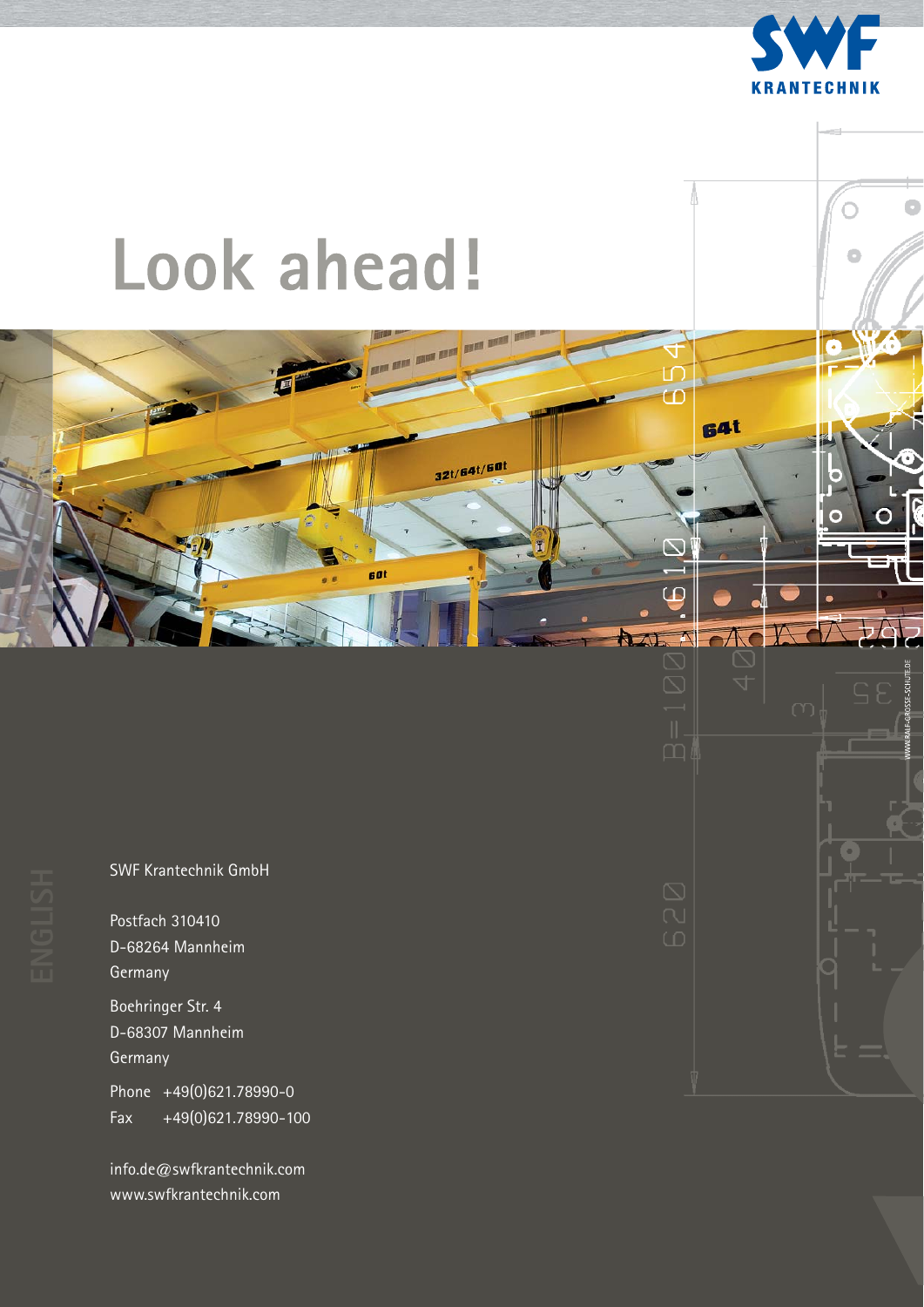SWF KRANTECHNIK

# Look ahead!

ENGLISH

SWF Krantechnik GmbH

Postfach 310410
D-68264 Mannheim
Germany

Boehringer Str. 4
D-68307 Mannheim
Germany

Phone +49(0)621.78990-0
Fax +49(0)621.78990-100

info.de@swfkrantechnik.com
www.swfkrantechnik.com

WWW.RALF-GROSSE-SCHUTE.DE